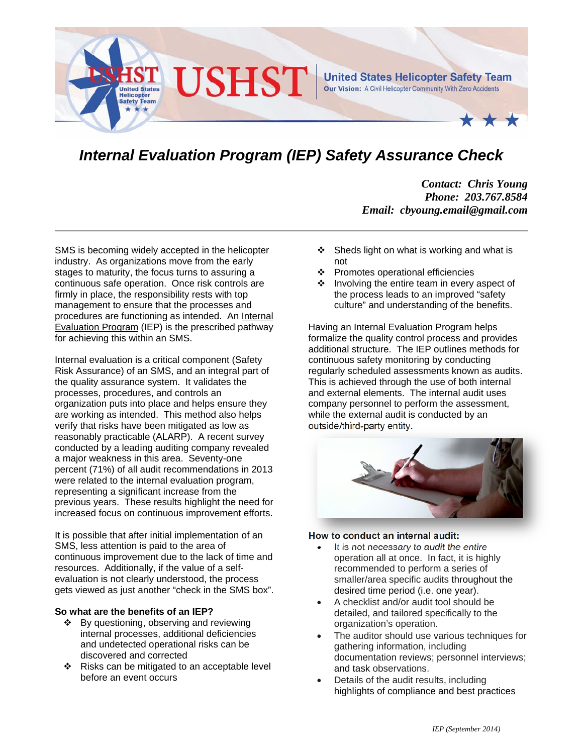# Internal Evaluation Program (IEP) Safety Assurance Check

*Contact: Chris Young*
*Phone: 203.767.8584*
*Email: cbyoung.email@gmail.com*

SMS is becoming widely accepted in the helicopter industry. As organizations move from the early stages to maturity, the focus turns to assuring a continuous safe operation. Once risk controls are firmly in place, the responsibility rests with top management to ensure that the processes and procedures are functioning as intended. An Internal Evaluation Program (IEP) is the prescribed pathway for achieving this within an SMS.

Internal evaluation is a critical component (Safety Risk Assurance) of an SMS, and an integral part of the quality assurance system. It validates the processes, procedures, and controls an organization puts into place and helps ensure they are working as intended. This method also helps verify that risks have been mitigated as low as reasonably practicable (ALARP). A recent survey conducted by a leading auditing company revealed a major weakness in this area. Seventy-one percent (71%) of all audit recommendations in 2013 were related to the internal evaluation program, representing a significant increase from the previous years. These results highlight the need for increased focus on continuous improvement efforts.

It is possible that after initial implementation of an SMS, less attention is paid to the area of continuous improvement due to the lack of time and resources. Additionally, if the value of a self-evaluation is not clearly understood, the process gets viewed as just another "check in the SMS box".

**So what are the benefits of an IEP?**

- By questioning, observing and reviewing internal processes, additional deficiencies and undetected operational risks can be discovered and corrected
- Risks can be mitigated to an acceptable level before an event occurs
- Sheds light on what is working and what is not
- Promotes operational efficiencies
- Involving the entire team in every aspect of the process leads to an improved "safety culture" and understanding of the benefits.

Having an Internal Evaluation Program helps formalize the quality control process and provides additional structure. The IEP outlines methods for continuous safety monitoring by conducting regularly scheduled assessments known as audits. This is achieved through the use of both internal and external elements. The internal audit uses company personnel to perform the assessment, while the external audit is conducted by an outside/third-party entity.

**How to conduct an internal audit:**

- It is not necessary to audit the entire operation all at once. In fact, it is highly recommended to perform a series of smaller/area specific audits throughout the desired time period (i.e. one year).
- A checklist and/or audit tool should be detailed, and tailored specifically to the organization's operation.
- The auditor should use various techniques for gathering information, including documentation reviews; personnel interviews; and task observations.
- Details of the audit results, including highlights of compliance and best practices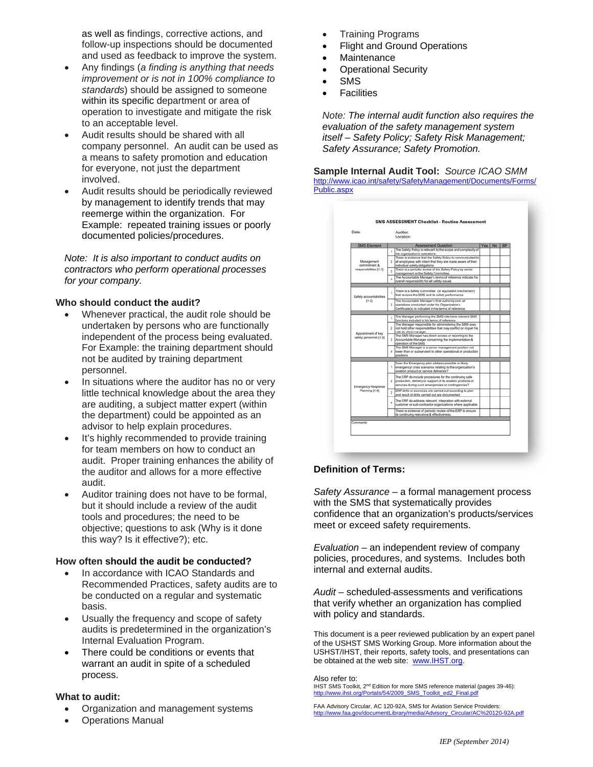as well as findings, corrective actions, and follow-up inspections should be documented and used as feedback to improve the system.

- Any findings (*a finding is anything that needs improvement or is not in 100% compliance to standards*) should be assigned to someone within its specific department or area of operation to investigate and mitigate the risk to an acceptable level.
- Audit results should be shared with all company personnel. An audit can be used as a means to safety promotion and education for everyone, not just the department involved.
- Audit results should be periodically reviewed by management to identify trends that may reemerge within the organization. For Example: repeated training issues or poorly documented policies/procedures.

*Note: It is also important to conduct audits on contractors who perform operational processes for your company.*

### Who should conduct the audit?

- Whenever practical, the audit role should be undertaken by persons who are functionally independent of the process being evaluated. For Example: the training department should not be audited by training department personnel.
- In situations where the auditor has no or very little technical knowledge about the area they are auditing, a subject matter expert (within the department) could be appointed as an advisor to help explain procedures.
- It's highly recommended to provide training for team members on how to conduct an audit. Proper training enhances the ability of the auditor and allows for a more effective audit.
- Auditor training does not have to be formal, but it should include a review of the audit tools and procedures; the need to be objective; questions to ask (Why is it done this way? Is it effective?); etc.

### How often should the audit be conducted?

- In accordance with ICAO Standards and Recommended Practices, safety audits are to be conducted on a regular and systematic basis.
- Usually the frequency and scope of safety audits is predetermined in the organization's Internal Evaluation Program.
- There could be conditions or events that warrant an audit in spite of a scheduled process.

### What to audit:

- Organization and management systems
- Operations Manual
- Training Programs
- Flight and Ground Operations
- Maintenance
- Operational Security
- SMS
- Facilities

*Note: The internal audit function also requires the evaluation of the safety management system itself – Safety Policy; Safety Risk Management; Safety Assurance; Safety Promotion.*

**Sample Internal Audit Tool:** *Source ICAO SMM*
http://www.icao.int/safety/SafetyManagement/Documents/Forms/Public.aspx

**SMS ASSESSMENT Checklist - Routine Assessment**

Date: Auditor:
Location:

| SMS Element | | Assessment Question | Yes | No | BP |
|---|---|---|---|---|---|
| Management commitment & responsibilities [1.1] | 1 | The Safety Policy is relevant to the scope and complexity of the organization's operations. | | | |
| | 2 | There is evidence that the Safety Policy is communicated to all employees with intent that they are made aware of their individual safety obligations | | | |
| | 3 | There is a periodic review of the Safety Policy by senior management or the Safety Committee | | | |
| | 4 | The Accountable Manager's terms of reference indicate his overall responsibility for all safety issues | | | |
| Safety accountabilities [1.2] | 1 | There is a Safety Committee (or equivalent mechanism) that reviews the SMS and its safety performance | | | |
| | 2 | The Accountable Manager's final authority over all operations conducted under his Organization's Certificate(s) is indicated in his terms of reference | | | |
| Appointment of key safety personnel [1.3] | 1 | The Manager performing the SMS role have relevant SMS functions included in his terms of reference | | | |
| | 2 | The Manager responsible for administering the SMS does not hold other responsibilities that may conflict or impair his role as SMS manager. | | | |
| | 3 | The SMS Manager has direct access or reporting to the Accountable Manager concerning the implementation & operation of the SMS | | | |
| | 4 | The SMS Manager is a senior management position not lower than or subservient to other operational or production positions | | | |
| Emergency Response Planning [1.4] | 1 | Does the Emergency plan address possible or likely emergency/ crisis scenarios relating to the organization's aviation product or service deliveries? | | | |
| | 2 | The ERP do include procedures for the continuing safe production, delivery or support of its aviation products or services during such emergencies or contingencies? | | | |
| | 3 | ERP drills or exercises are carried out according to plan and result of drills carried out are documented. | | | |
| | 4 | The ERP do address relevant integration with external customer or sub-contractor organizations where applicable | | | |
| | 5 | There is evidence of periodic review of the ERP to ensure its continuing relevance & effectiveness. | | | |

Comments:

### Definition of Terms:

*Safety Assurance* – a formal management process with the SMS that systematically provides confidence that an organization's products/services meet or exceed safety requirements.

*Evaluation* – an independent review of company policies, procedures, and systems. Includes both internal and external audits.

*Audit* – scheduled assessments and verifications that verify whether an organization has complied with policy and standards.

This document is a peer reviewed publication by an expert panel of the USHST SMS Working Group. More information about the USHST/IHST, their reports, safety tools, and presentations can be obtained at the web site: www.IHST.org.

Also refer to:
IHST SMS Toolkit, 2nd Edition for more SMS reference material (pages 39-46):
http://www.ihst.org/Portals/54/2009_SMS_Toolkit_ed2_Final.pdf

FAA Advisory Circular, AC 120-92A, SMS for Aviation Service Providers:
http://www.faa.gov/documentLibrary/media/Advisory_Circular/AC%20120-92A.pdf

*IEP (September 2014)*